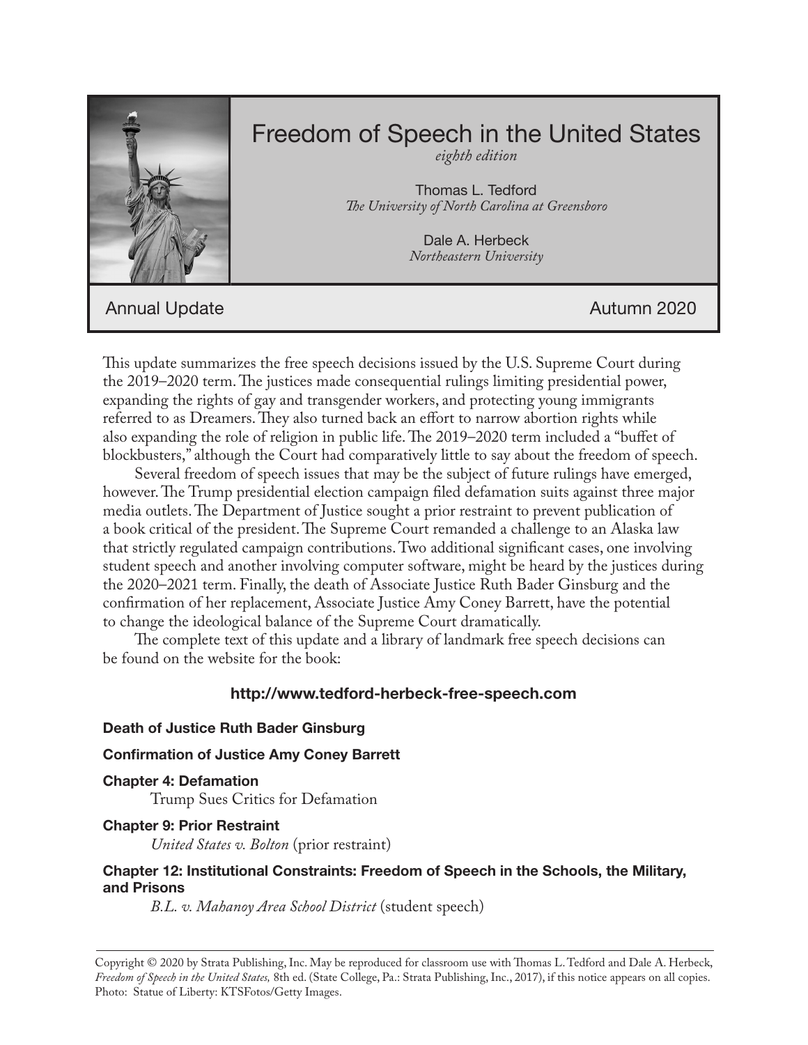# Freedom of Speech in the United States

*eighth edition*

Thomas L. Tedford
*The University of North Carolina at Greensboro*

Dale A. Herbeck
*Northeastern University*

Annual Update — Autumn 2020

This update summarizes the free speech decisions issued by the U.S. Supreme Court during the 2019–2020 term. The justices made consequential rulings limiting presidential power, expanding the rights of gay and transgender workers, and protecting young immigrants referred to as Dreamers. They also turned back an effort to narrow abortion rights while also expanding the role of religion in public life. The 2019–2020 term included a "buffet of blockbusters," although the Court had comparatively little to say about the freedom of speech.

Several freedom of speech issues that may be the subject of future rulings have emerged, however. The Trump presidential election campaign filed defamation suits against three major media outlets. The Department of Justice sought a prior restraint to prevent publication of a book critical of the president. The Supreme Court remanded a challenge to an Alaska law that strictly regulated campaign contributions. Two additional significant cases, one involving student speech and another involving computer software, might be heard by the justices during the 2020–2021 term. Finally, the death of Associate Justice Ruth Bader Ginsburg and the confirmation of her replacement, Associate Justice Amy Coney Barrett, have the potential to change the ideological balance of the Supreme Court dramatically.

The complete text of this update and a library of landmark free speech decisions can be found on the website for the book:

**http://www.tedford-herbeck-free-speech.com**

**Death of Justice Ruth Bader Ginsburg**

**Confirmation of Justice Amy Coney Barrett**

**Chapter 4: Defamation**
Trump Sues Critics for Defamation

**Chapter 9: Prior Restraint**
*United States v. Bolton* (prior restraint)

**Chapter 12: Institutional Constraints: Freedom of Speech in the Schools, the Military, and Prisons**
*B.L. v. Mahanoy Area School District* (student speech)

Copyright © 2020 by Strata Publishing, Inc. May be reproduced for classroom use with Thomas L. Tedford and Dale A. Herbeck, *Freedom of Speech in the United States,* 8th ed. (State College, Pa.: Strata Publishing, Inc., 2017), if this notice appears on all copies. Photo: Statue of Liberty: KTSFotos/Getty Images.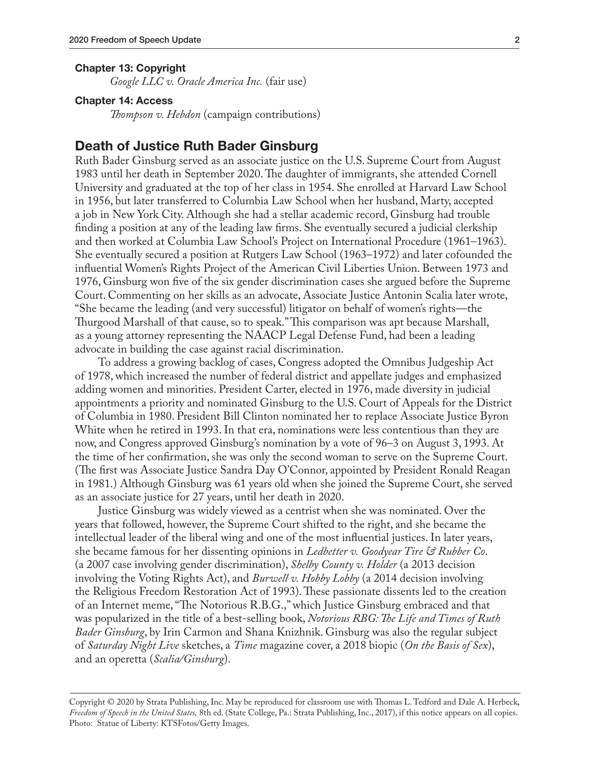**Chapter 13: Copyright**

*Google LLC v. Oracle America Inc.* (fair use)

**Chapter 14: Access**

*Thompson v. Hebdon* (campaign contributions)

## Death of Justice Ruth Bader Ginsburg

Ruth Bader Ginsburg served as an associate justice on the U.S. Supreme Court from August 1983 until her death in September 2020. The daughter of immigrants, she attended Cornell University and graduated at the top of her class in 1954. She enrolled at Harvard Law School in 1956, but later transferred to Columbia Law School when her husband, Marty, accepted a job in New York City. Although she had a stellar academic record, Ginsburg had trouble finding a position at any of the leading law firms. She eventually secured a judicial clerkship and then worked at Columbia Law School's Project on International Procedure (1961–1963). She eventually secured a position at Rutgers Law School (1963–1972) and later cofounded the influential Women's Rights Project of the American Civil Liberties Union. Between 1973 and 1976, Ginsburg won five of the six gender discrimination cases she argued before the Supreme Court. Commenting on her skills as an advocate, Associate Justice Antonin Scalia later wrote, "She became the leading (and very successful) litigator on behalf of women's rights—the Thurgood Marshall of that cause, so to speak." This comparison was apt because Marshall, as a young attorney representing the NAACP Legal Defense Fund, had been a leading advocate in building the case against racial discrimination.

To address a growing backlog of cases, Congress adopted the Omnibus Judgeship Act of 1978, which increased the number of federal district and appellate judges and emphasized adding women and minorities. President Carter, elected in 1976, made diversity in judicial appointments a priority and nominated Ginsburg to the U.S. Court of Appeals for the District of Columbia in 1980. President Bill Clinton nominated her to replace Associate Justice Byron White when he retired in 1993. In that era, nominations were less contentious than they are now, and Congress approved Ginsburg's nomination by a vote of 96–3 on August 3, 1993. At the time of her confirmation, she was only the second woman to serve on the Supreme Court. (The first was Associate Justice Sandra Day O'Connor, appointed by President Ronald Reagan in 1981.) Although Ginsburg was 61 years old when she joined the Supreme Court, she served as an associate justice for 27 years, until her death in 2020.

Justice Ginsburg was widely viewed as a centrist when she was nominated. Over the years that followed, however, the Supreme Court shifted to the right, and she became the intellectual leader of the liberal wing and one of the most influential justices. In later years, she became famous for her dissenting opinions in *Ledbetter v. Goodyear Tire & Rubber Co*. (a 2007 case involving gender discrimination), *Shelby County v. Holder* (a 2013 decision involving the Voting Rights Act), and *Burwell v. Hobby Lobby* (a 2014 decision involving the Religious Freedom Restoration Act of 1993). These passionate dissents led to the creation of an Internet meme, "The Notorious R.B.G.," which Justice Ginsburg embraced and that was popularized in the title of a best-selling book, *Notorious RBG: The Life and Times of Ruth Bader Ginsburg*, by Irin Carmon and Shana Knizhnik. Ginsburg was also the regular subject of *Saturday Night Live* sketches, a *Time* magazine cover, a 2018 biopic (*On the Basis of Sex*), and an operetta (*Scalia/Ginsburg*).

Copyright © 2020 by Strata Publishing, Inc. May be reproduced for classroom use with Thomas L. Tedford and Dale A. Herbeck, *Freedom of Speech in the United States,* 8th ed. (State College, Pa.: Strata Publishing, Inc., 2017), if this notice appears on all copies. Photo: Statue of Liberty: KTSFotos/Getty Images.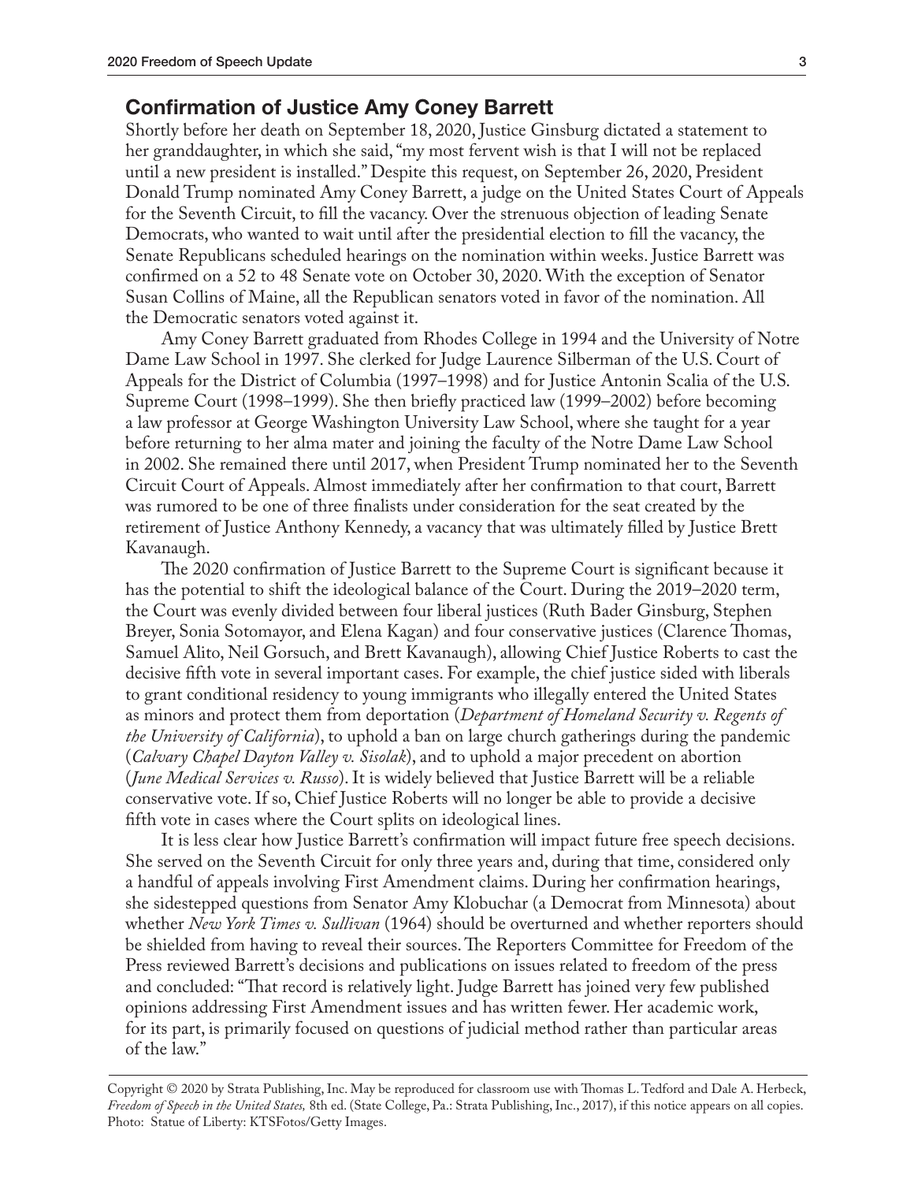## Confirmation of Justice Amy Coney Barrett

Shortly before her death on September 18, 2020, Justice Ginsburg dictated a statement to her granddaughter, in which she said, "my most fervent wish is that I will not be replaced until a new president is installed." Despite this request, on September 26, 2020, President Donald Trump nominated Amy Coney Barrett, a judge on the United States Court of Appeals for the Seventh Circuit, to fill the vacancy. Over the strenuous objection of leading Senate Democrats, who wanted to wait until after the presidential election to fill the vacancy, the Senate Republicans scheduled hearings on the nomination within weeks. Justice Barrett was confirmed on a 52 to 48 Senate vote on October 30, 2020. With the exception of Senator Susan Collins of Maine, all the Republican senators voted in favor of the nomination. All the Democratic senators voted against it.

Amy Coney Barrett graduated from Rhodes College in 1994 and the University of Notre Dame Law School in 1997. She clerked for Judge Laurence Silberman of the U.S. Court of Appeals for the District of Columbia (1997–1998) and for Justice Antonin Scalia of the U.S. Supreme Court (1998–1999). She then briefly practiced law (1999–2002) before becoming a law professor at George Washington University Law School, where she taught for a year before returning to her alma mater and joining the faculty of the Notre Dame Law School in 2002. She remained there until 2017, when President Trump nominated her to the Seventh Circuit Court of Appeals. Almost immediately after her confirmation to that court, Barrett was rumored to be one of three finalists under consideration for the seat created by the retirement of Justice Anthony Kennedy, a vacancy that was ultimately filled by Justice Brett Kavanaugh.

The 2020 confirmation of Justice Barrett to the Supreme Court is significant because it has the potential to shift the ideological balance of the Court. During the 2019–2020 term, the Court was evenly divided between four liberal justices (Ruth Bader Ginsburg, Stephen Breyer, Sonia Sotomayor, and Elena Kagan) and four conservative justices (Clarence Thomas, Samuel Alito, Neil Gorsuch, and Brett Kavanaugh), allowing Chief Justice Roberts to cast the decisive fifth vote in several important cases. For example, the chief justice sided with liberals to grant conditional residency to young immigrants who illegally entered the United States as minors and protect them from deportation (*Department of Homeland Security v. Regents of the University of California*), to uphold a ban on large church gatherings during the pandemic (*Calvary Chapel Dayton Valley v. Sisolak*), and to uphold a major precedent on abortion (*June Medical Services v. Russo*). It is widely believed that Justice Barrett will be a reliable conservative vote. If so, Chief Justice Roberts will no longer be able to provide a decisive fifth vote in cases where the Court splits on ideological lines.

It is less clear how Justice Barrett's confirmation will impact future free speech decisions. She served on the Seventh Circuit for only three years and, during that time, considered only a handful of appeals involving First Amendment claims. During her confirmation hearings, she sidestepped questions from Senator Amy Klobuchar (a Democrat from Minnesota) about whether *New York Times v. Sullivan* (1964) should be overturned and whether reporters should be shielded from having to reveal their sources. The Reporters Committee for Freedom of the Press reviewed Barrett's decisions and publications on issues related to freedom of the press and concluded: "That record is relatively light. Judge Barrett has joined very few published opinions addressing First Amendment issues and has written fewer. Her academic work, for its part, is primarily focused on questions of judicial method rather than particular areas of the law."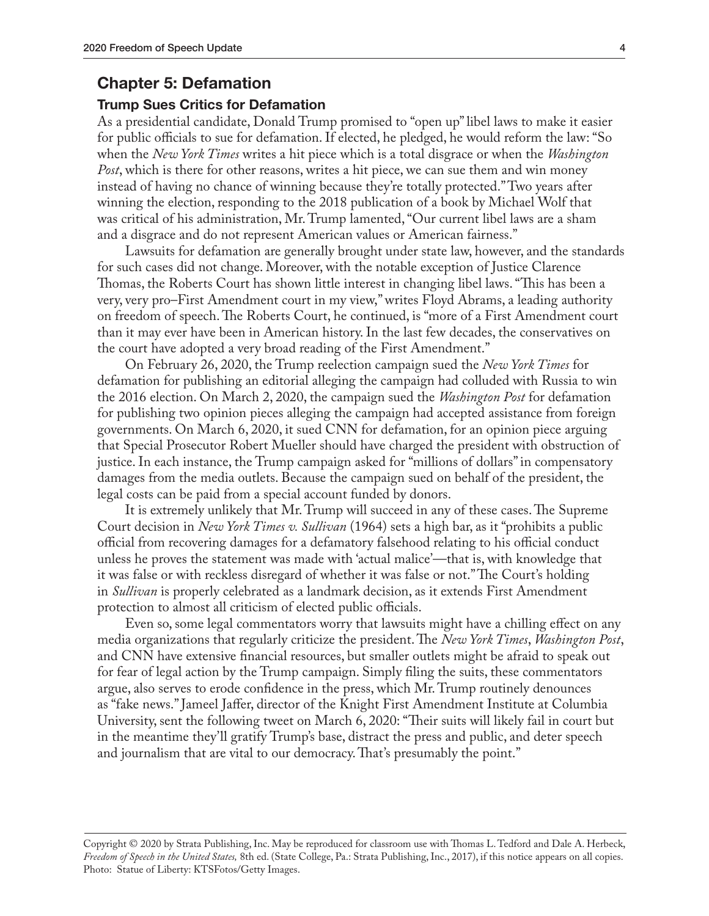## Chapter 5: Defamation

### Trump Sues Critics for Defamation

As a presidential candidate, Donald Trump promised to "open up" libel laws to make it easier for public officials to sue for defamation. If elected, he pledged, he would reform the law: "So when the *New York Times* writes a hit piece which is a total disgrace or when the *Washington Post*, which is there for other reasons, writes a hit piece, we can sue them and win money instead of having no chance of winning because they're totally protected." Two years after winning the election, responding to the 2018 publication of a book by Michael Wolf that was critical of his administration, Mr. Trump lamented, "Our current libel laws are a sham and a disgrace and do not represent American values or American fairness."

Lawsuits for defamation are generally brought under state law, however, and the standards for such cases did not change. Moreover, with the notable exception of Justice Clarence Thomas, the Roberts Court has shown little interest in changing libel laws. "This has been a very, very pro–First Amendment court in my view," writes Floyd Abrams, a leading authority on freedom of speech. The Roberts Court, he continued, is "more of a First Amendment court than it may ever have been in American history. In the last few decades, the conservatives on the court have adopted a very broad reading of the First Amendment."

On February 26, 2020, the Trump reelection campaign sued the *New York Times* for defamation for publishing an editorial alleging the campaign had colluded with Russia to win the 2016 election. On March 2, 2020, the campaign sued the *Washington Post* for defamation for publishing two opinion pieces alleging the campaign had accepted assistance from foreign governments. On March 6, 2020, it sued CNN for defamation, for an opinion piece arguing that Special Prosecutor Robert Mueller should have charged the president with obstruction of justice. In each instance, the Trump campaign asked for "millions of dollars" in compensatory damages from the media outlets. Because the campaign sued on behalf of the president, the legal costs can be paid from a special account funded by donors.

It is extremely unlikely that Mr. Trump will succeed in any of these cases. The Supreme Court decision in *New York Times v. Sullivan* (1964) sets a high bar, as it "prohibits a public official from recovering damages for a defamatory falsehood relating to his official conduct unless he proves the statement was made with 'actual malice'—that is, with knowledge that it was false or with reckless disregard of whether it was false or not." The Court's holding in *Sullivan* is properly celebrated as a landmark decision, as it extends First Amendment protection to almost all criticism of elected public officials.

Even so, some legal commentators worry that lawsuits might have a chilling effect on any media organizations that regularly criticize the president. The *New York Times*, *Washington Post*, and CNN have extensive financial resources, but smaller outlets might be afraid to speak out for fear of legal action by the Trump campaign. Simply filing the suits, these commentators argue, also serves to erode confidence in the press, which Mr. Trump routinely denounces as "fake news." Jameel Jaffer, director of the Knight First Amendment Institute at Columbia University, sent the following tweet on March 6, 2020: "Their suits will likely fail in court but in the meantime they'll gratify Trump's base, distract the press and public, and deter speech and journalism that are vital to our democracy. That's presumably the point."

Copyright © 2020 by Strata Publishing, Inc. May be reproduced for classroom use with Thomas L. Tedford and Dale A. Herbeck, *Freedom of Speech in the United States,* 8th ed. (State College, Pa.: Strata Publishing, Inc., 2017), if this notice appears on all copies. Photo: Statue of Liberty: KTSFotos/Getty Images.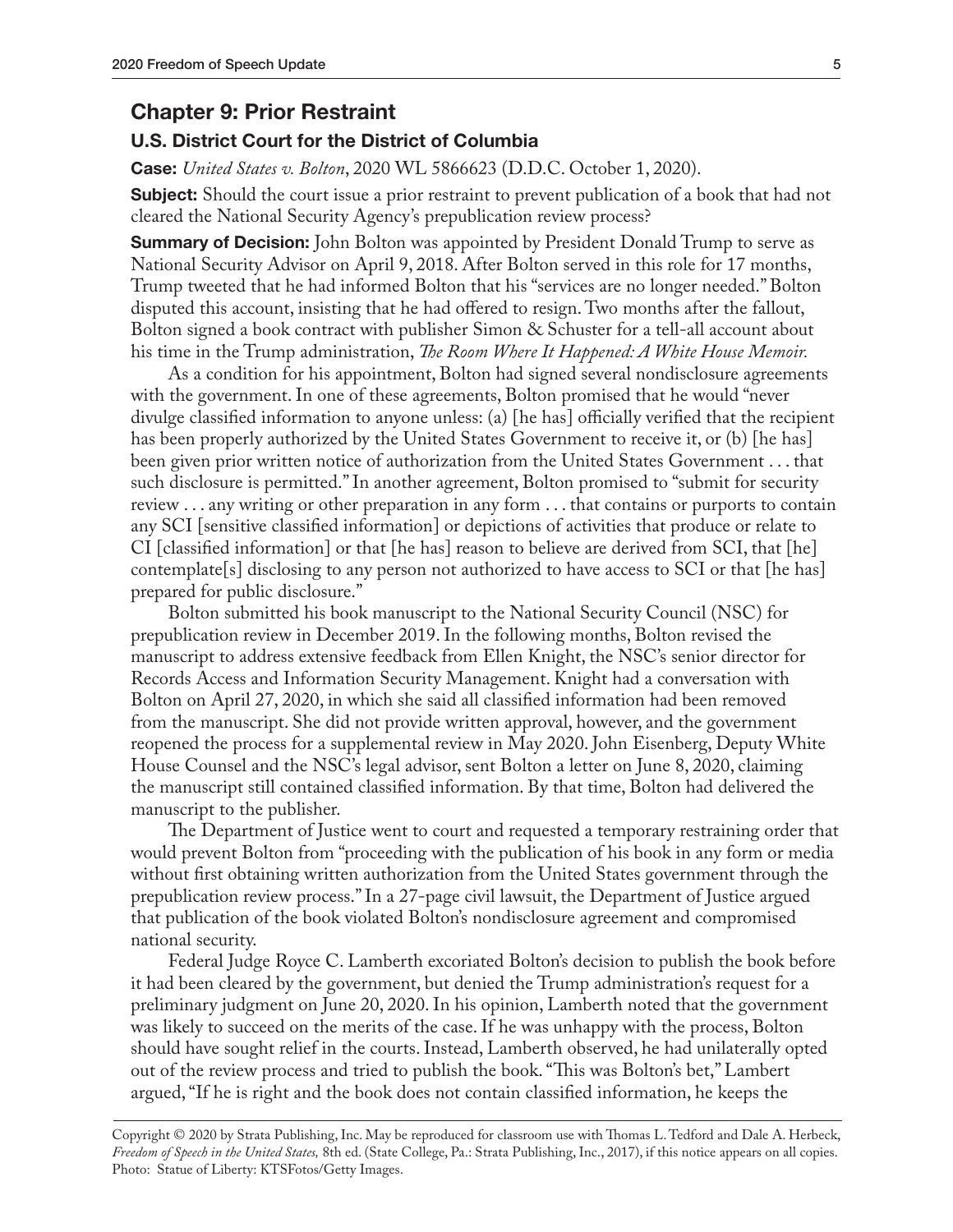## Chapter 9: Prior Restraint

### U.S. District Court for the District of Columbia

**Case:** *United States v. Bolton*, 2020 WL 5866623 (D.D.C. October 1, 2020).

**Subject:** Should the court issue a prior restraint to prevent publication of a book that had not cleared the National Security Agency's prepublication review process?

**Summary of Decision:** John Bolton was appointed by President Donald Trump to serve as National Security Advisor on April 9, 2018. After Bolton served in this role for 17 months, Trump tweeted that he had informed Bolton that his "services are no longer needed." Bolton disputed this account, insisting that he had offered to resign. Two months after the fallout, Bolton signed a book contract with publisher Simon & Schuster for a tell-all account about his time in the Trump administration, *The Room Where It Happened: A White House Memoir.*

As a condition for his appointment, Bolton had signed several nondisclosure agreements with the government. In one of these agreements, Bolton promised that he would "never divulge classified information to anyone unless: (a) [he has] officially verified that the recipient has been properly authorized by the United States Government to receive it, or (b) [he has] been given prior written notice of authorization from the United States Government . . . that such disclosure is permitted." In another agreement, Bolton promised to "submit for security review . . . any writing or other preparation in any form . . . that contains or purports to contain any SCI [sensitive classified information] or depictions of activities that produce or relate to CI [classified information] or that [he has] reason to believe are derived from SCI, that [he] contemplate[s] disclosing to any person not authorized to have access to SCI or that [he has] prepared for public disclosure."

Bolton submitted his book manuscript to the National Security Council (NSC) for prepublication review in December 2019. In the following months, Bolton revised the manuscript to address extensive feedback from Ellen Knight, the NSC's senior director for Records Access and Information Security Management. Knight had a conversation with Bolton on April 27, 2020, in which she said all classified information had been removed from the manuscript. She did not provide written approval, however, and the government reopened the process for a supplemental review in May 2020. John Eisenberg, Deputy White House Counsel and the NSC's legal advisor, sent Bolton a letter on June 8, 2020, claiming the manuscript still contained classified information. By that time, Bolton had delivered the manuscript to the publisher.

The Department of Justice went to court and requested a temporary restraining order that would prevent Bolton from "proceeding with the publication of his book in any form or media without first obtaining written authorization from the United States government through the prepublication review process." In a 27-page civil lawsuit, the Department of Justice argued that publication of the book violated Bolton's nondisclosure agreement and compromised national security.

Federal Judge Royce C. Lamberth excoriated Bolton's decision to publish the book before it had been cleared by the government, but denied the Trump administration's request for a preliminary judgment on June 20, 2020. In his opinion, Lamberth noted that the government was likely to succeed on the merits of the case. If he was unhappy with the process, Bolton should have sought relief in the courts. Instead, Lamberth observed, he had unilaterally opted out of the review process and tried to publish the book. "This was Bolton's bet," Lambert argued, "If he is right and the book does not contain classified information, he keeps the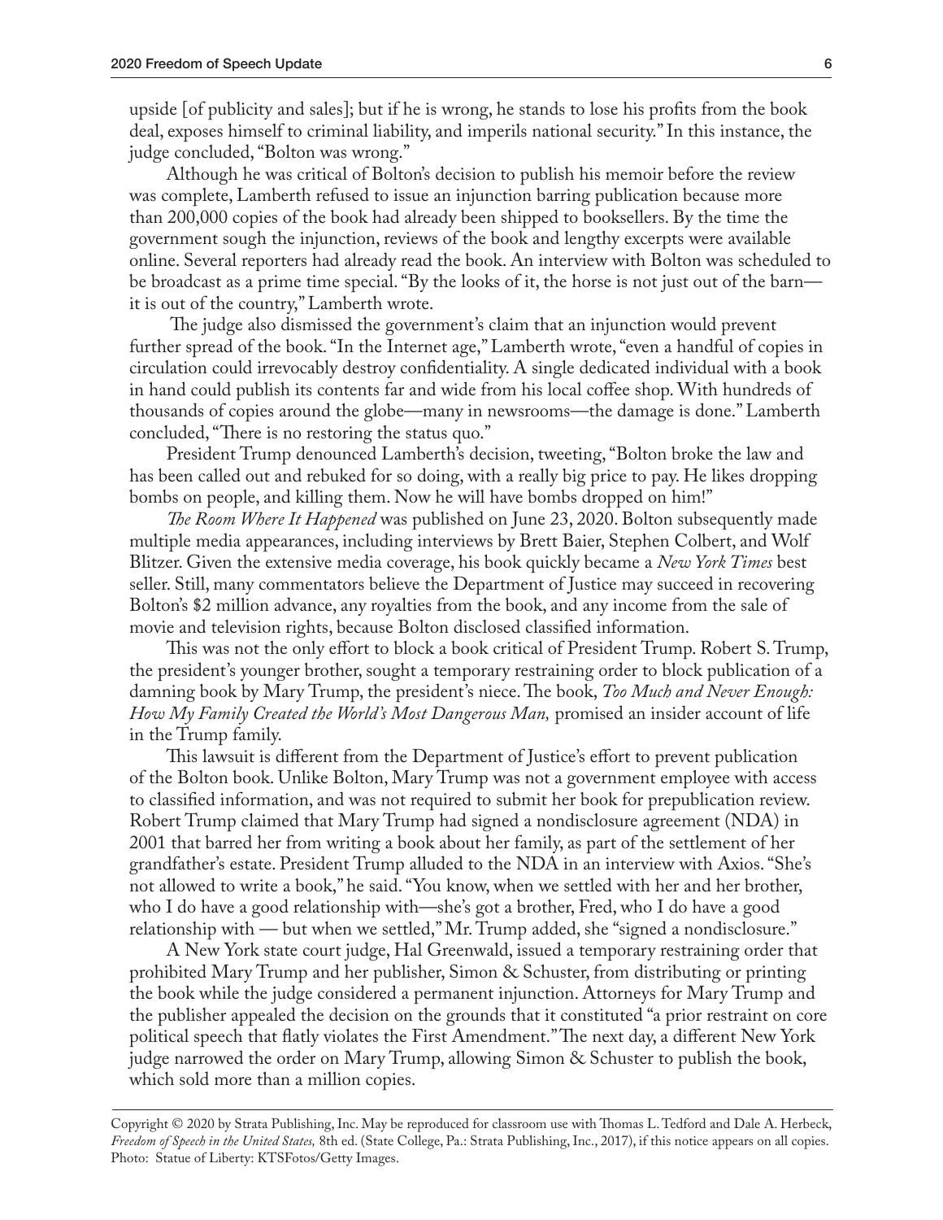upside [of publicity and sales]; but if he is wrong, he stands to lose his profits from the book deal, exposes himself to criminal liability, and imperils national security." In this instance, the judge concluded, "Bolton was wrong."

Although he was critical of Bolton's decision to publish his memoir before the review was complete, Lamberth refused to issue an injunction barring publication because more than 200,000 copies of the book had already been shipped to booksellers. By the time the government sough the injunction, reviews of the book and lengthy excerpts were available online. Several reporters had already read the book. An interview with Bolton was scheduled to be broadcast as a prime time special. "By the looks of it, the horse is not just out of the barn—it is out of the country," Lamberth wrote.

The judge also dismissed the government's claim that an injunction would prevent further spread of the book. "In the Internet age," Lamberth wrote, "even a handful of copies in circulation could irrevocably destroy confidentiality. A single dedicated individual with a book in hand could publish its contents far and wide from his local coffee shop. With hundreds of thousands of copies around the globe—many in newsrooms—the damage is done." Lamberth concluded, "There is no restoring the status quo."

President Trump denounced Lamberth's decision, tweeting, "Bolton broke the law and has been called out and rebuked for so doing, with a really big price to pay. He likes dropping bombs on people, and killing them. Now he will have bombs dropped on him!"

*The Room Where It Happened* was published on June 23, 2020. Bolton subsequently made multiple media appearances, including interviews by Brett Baier, Stephen Colbert, and Wolf Blitzer. Given the extensive media coverage, his book quickly became a *New York Times* best seller. Still, many commentators believe the Department of Justice may succeed in recovering Bolton's $2 million advance, any royalties from the book, and any income from the sale of movie and television rights, because Bolton disclosed classified information.

This was not the only effort to block a book critical of President Trump. Robert S. Trump, the president's younger brother, sought a temporary restraining order to block publication of a damning book by Mary Trump, the president's niece. The book, *Too Much and Never Enough: How My Family Created the World's Most Dangerous Man,* promised an insider account of life in the Trump family.

This lawsuit is different from the Department of Justice's effort to prevent publication of the Bolton book. Unlike Bolton, Mary Trump was not a government employee with access to classified information, and was not required to submit her book for prepublication review. Robert Trump claimed that Mary Trump had signed a nondisclosure agreement (NDA) in 2001 that barred her from writing a book about her family, as part of the settlement of her grandfather's estate. President Trump alluded to the NDA in an interview with Axios. "She's not allowed to write a book," he said. "You know, when we settled with her and her brother, who I do have a good relationship with—she's got a brother, Fred, who I do have a good relationship with — but when we settled," Mr. Trump added, she "signed a nondisclosure."

A New York state court judge, Hal Greenwald, issued a temporary restraining order that prohibited Mary Trump and her publisher, Simon & Schuster, from distributing or printing the book while the judge considered a permanent injunction. Attorneys for Mary Trump and the publisher appealed the decision on the grounds that it constituted "a prior restraint on core political speech that flatly violates the First Amendment." The next day, a different New York judge narrowed the order on Mary Trump, allowing Simon & Schuster to publish the book, which sold more than a million copies.

Copyright © 2020 by Strata Publishing, Inc. May be reproduced for classroom use with Thomas L. Tedford and Dale A. Herbeck, *Freedom of Speech in the United States,* 8th ed. (State College, Pa.: Strata Publishing, Inc., 2017), if this notice appears on all copies. Photo: Statue of Liberty: KTSFotos/Getty Images.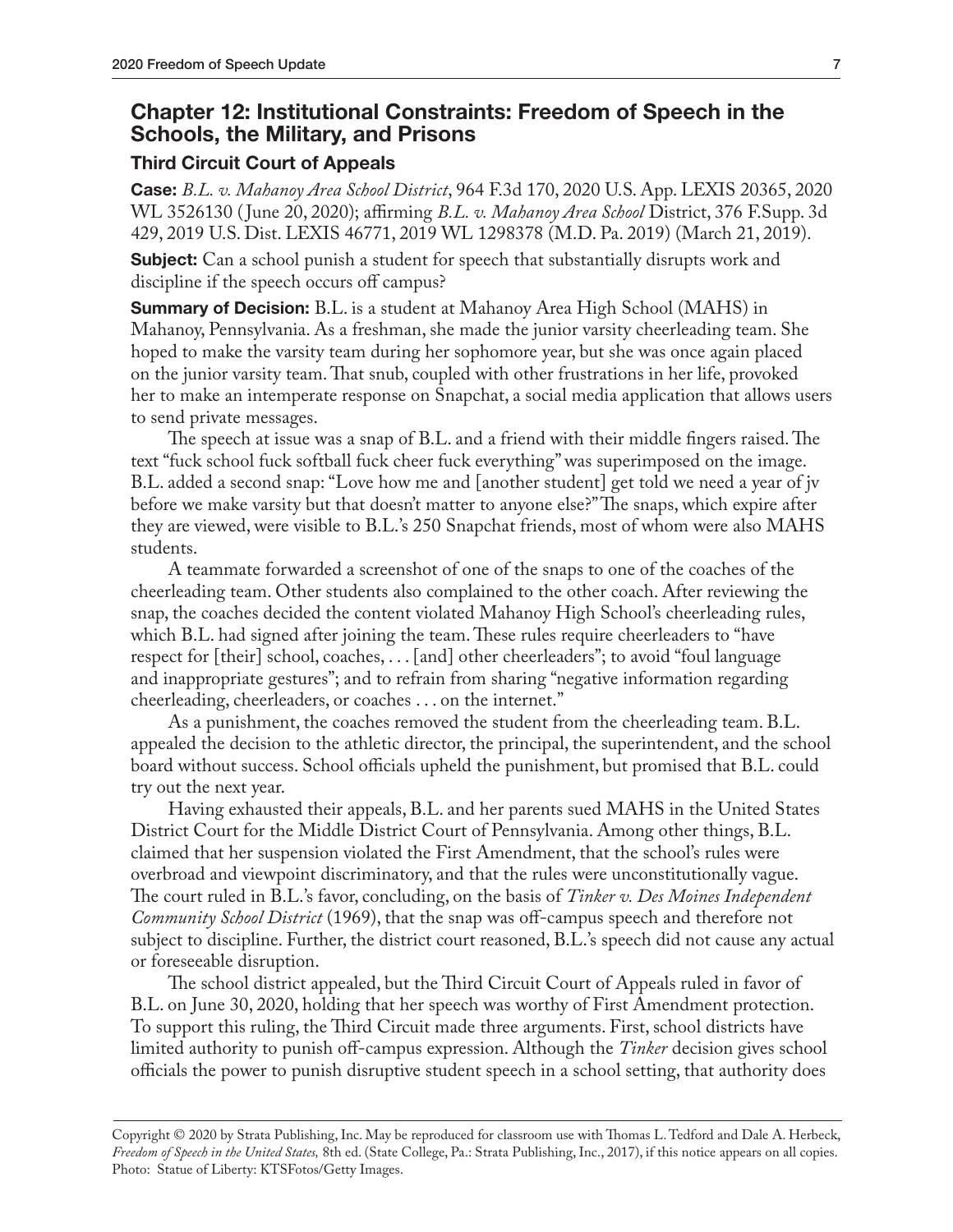## Chapter 12: Institutional Constraints: Freedom of Speech in the Schools, the Military, and Prisons

### Third Circuit Court of Appeals

**Case:** *B.L. v. Mahanoy Area School District*, 964 F.3d 170, 2020 U.S. App. LEXIS 20365, 2020 WL 3526130 (June 20, 2020); affirming *B.L. v. Mahanoy Area School* District, 376 F.Supp. 3d 429, 2019 U.S. Dist. LEXIS 46771, 2019 WL 1298378 (M.D. Pa. 2019) (March 21, 2019).

**Subject:** Can a school punish a student for speech that substantially disrupts work and discipline if the speech occurs off campus?

**Summary of Decision:** B.L. is a student at Mahanoy Area High School (MAHS) in Mahanoy, Pennsylvania. As a freshman, she made the junior varsity cheerleading team. She hoped to make the varsity team during her sophomore year, but she was once again placed on the junior varsity team. That snub, coupled with other frustrations in her life, provoked her to make an intemperate response on Snapchat, a social media application that allows users to send private messages.

The speech at issue was a snap of B.L. and a friend with their middle fingers raised. The text "fuck school fuck softball fuck cheer fuck everything" was superimposed on the image. B.L. added a second snap: "Love how me and [another student] get told we need a year of jv before we make varsity but that doesn't matter to anyone else?" The snaps, which expire after they are viewed, were visible to B.L.'s 250 Snapchat friends, most of whom were also MAHS students.

A teammate forwarded a screenshot of one of the snaps to one of the coaches of the cheerleading team. Other students also complained to the other coach. After reviewing the snap, the coaches decided the content violated Mahanoy High School's cheerleading rules, which B.L. had signed after joining the team. These rules require cheerleaders to "have respect for [their] school, coaches, . . . [and] other cheerleaders"; to avoid "foul language and inappropriate gestures"; and to refrain from sharing "negative information regarding cheerleading, cheerleaders, or coaches . . . on the internet."

As a punishment, the coaches removed the student from the cheerleading team. B.L. appealed the decision to the athletic director, the principal, the superintendent, and the school board without success. School officials upheld the punishment, but promised that B.L. could try out the next year.

Having exhausted their appeals, B.L. and her parents sued MAHS in the United States District Court for the Middle District Court of Pennsylvania. Among other things, B.L. claimed that her suspension violated the First Amendment, that the school's rules were overbroad and viewpoint discriminatory, and that the rules were unconstitutionally vague. The court ruled in B.L.'s favor, concluding, on the basis of *Tinker v. Des Moines Independent Community School District* (1969), that the snap was off-campus speech and therefore not subject to discipline. Further, the district court reasoned, B.L.'s speech did not cause any actual or foreseeable disruption.

The school district appealed, but the Third Circuit Court of Appeals ruled in favor of B.L. on June 30, 2020, holding that her speech was worthy of First Amendment protection. To support this ruling, the Third Circuit made three arguments. First, school districts have limited authority to punish off-campus expression. Although the *Tinker* decision gives school officials the power to punish disruptive student speech in a school setting, that authority does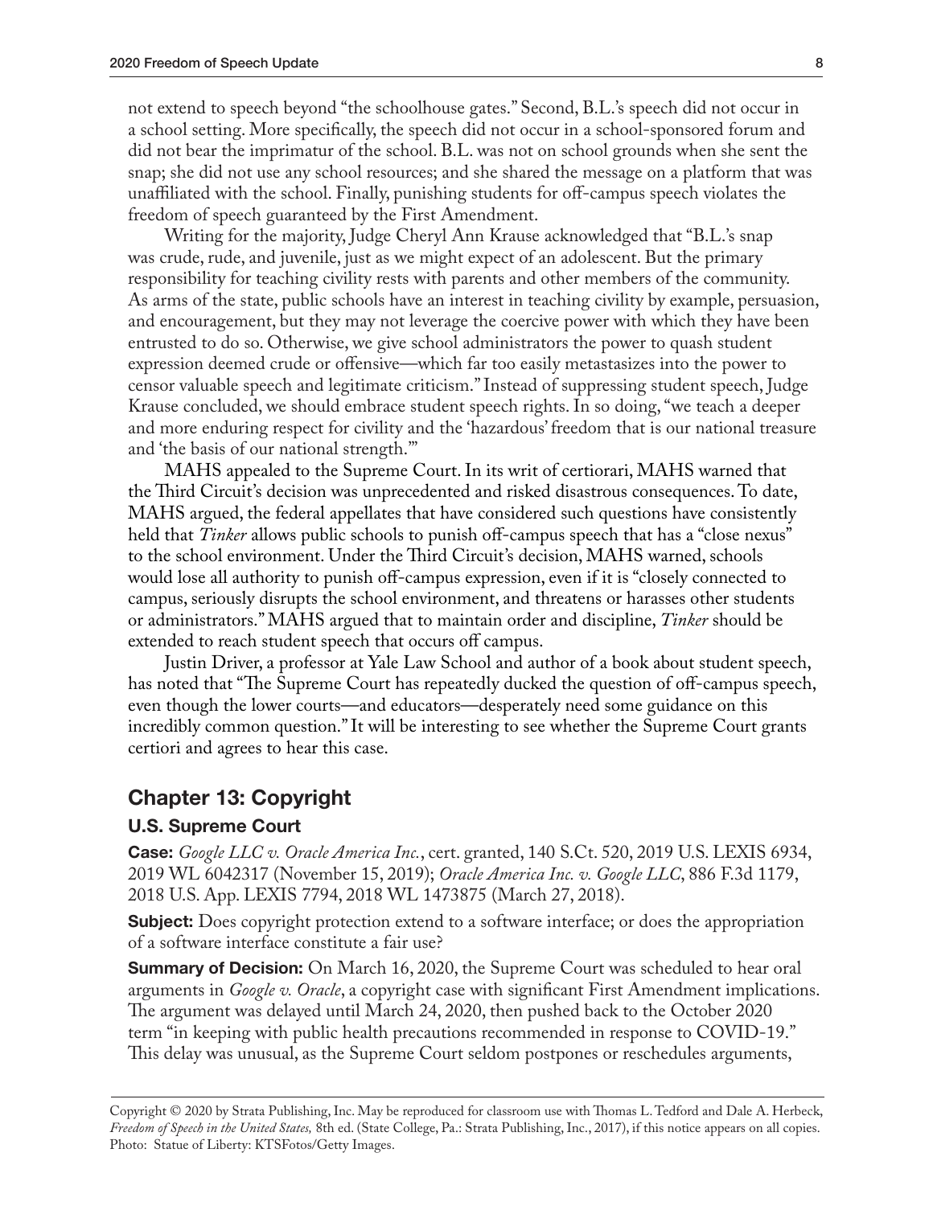not extend to speech beyond "the schoolhouse gates." Second, B.L.'s speech did not occur in a school setting. More specifically, the speech did not occur in a school-sponsored forum and did not bear the imprimatur of the school. B.L. was not on school grounds when she sent the snap; she did not use any school resources; and she shared the message on a platform that was unaffiliated with the school. Finally, punishing students for off-campus speech violates the freedom of speech guaranteed by the First Amendment.

Writing for the majority, Judge Cheryl Ann Krause acknowledged that "B.L.'s snap was crude, rude, and juvenile, just as we might expect of an adolescent. But the primary responsibility for teaching civility rests with parents and other members of the community. As arms of the state, public schools have an interest in teaching civility by example, persuasion, and encouragement, but they may not leverage the coercive power with which they have been entrusted to do so. Otherwise, we give school administrators the power to quash student expression deemed crude or offensive—which far too easily metastasizes into the power to censor valuable speech and legitimate criticism." Instead of suppressing student speech, Judge Krause concluded, we should embrace student speech rights. In so doing, "we teach a deeper and more enduring respect for civility and the 'hazardous' freedom that is our national treasure and 'the basis of our national strength.'"

MAHS appealed to the Supreme Court. In its writ of certiorari, MAHS warned that the Third Circuit's decision was unprecedented and risked disastrous consequences. To date, MAHS argued, the federal appellates that have considered such questions have consistently held that *Tinker* allows public schools to punish off-campus speech that has a "close nexus" to the school environment. Under the Third Circuit's decision, MAHS warned, schools would lose all authority to punish off-campus expression, even if it is "closely connected to campus, seriously disrupts the school environment, and threatens or harasses other students or administrators." MAHS argued that to maintain order and discipline, *Tinker* should be extended to reach student speech that occurs off campus.

Justin Driver, a professor at Yale Law School and author of a book about student speech, has noted that "The Supreme Court has repeatedly ducked the question of off-campus speech, even though the lower courts—and educators—desperately need some guidance on this incredibly common question." It will be interesting to see whether the Supreme Court grants certiori and agrees to hear this case.

## Chapter 13: Copyright

### U.S. Supreme Court

**Case:** *Google LLC v. Oracle America Inc.*, cert. granted, 140 S.Ct. 520, 2019 U.S. LEXIS 6934, 2019 WL 6042317 (November 15, 2019); *Oracle America Inc. v. Google LLC*, 886 F.3d 1179, 2018 U.S. App. LEXIS 7794, 2018 WL 1473875 (March 27, 2018).

**Subject:** Does copyright protection extend to a software interface; or does the appropriation of a software interface constitute a fair use?

**Summary of Decision:** On March 16, 2020, the Supreme Court was scheduled to hear oral arguments in *Google v. Oracle*, a copyright case with significant First Amendment implications. The argument was delayed until March 24, 2020, then pushed back to the October 2020 term "in keeping with public health precautions recommended in response to COVID-19." This delay was unusual, as the Supreme Court seldom postpones or reschedules arguments,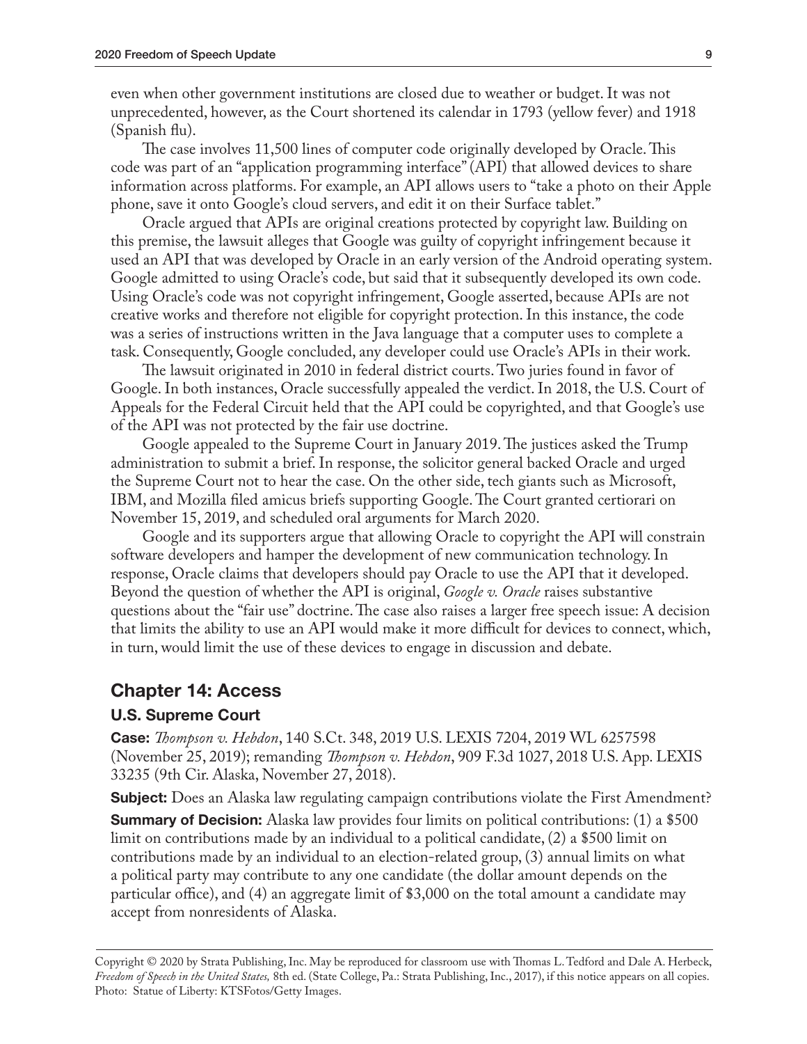even when other government institutions are closed due to weather or budget. It was not unprecedented, however, as the Court shortened its calendar in 1793 (yellow fever) and 1918 (Spanish flu).

The case involves 11,500 lines of computer code originally developed by Oracle. This code was part of an "application programming interface" (API) that allowed devices to share information across platforms. For example, an API allows users to "take a photo on their Apple phone, save it onto Google's cloud servers, and edit it on their Surface tablet."

Oracle argued that APIs are original creations protected by copyright law. Building on this premise, the lawsuit alleges that Google was guilty of copyright infringement because it used an API that was developed by Oracle in an early version of the Android operating system. Google admitted to using Oracle's code, but said that it subsequently developed its own code. Using Oracle's code was not copyright infringement, Google asserted, because APIs are not creative works and therefore not eligible for copyright protection. In this instance, the code was a series of instructions written in the Java language that a computer uses to complete a task. Consequently, Google concluded, any developer could use Oracle's APIs in their work.

The lawsuit originated in 2010 in federal district courts. Two juries found in favor of Google. In both instances, Oracle successfully appealed the verdict. In 2018, the U.S. Court of Appeals for the Federal Circuit held that the API could be copyrighted, and that Google's use of the API was not protected by the fair use doctrine.

Google appealed to the Supreme Court in January 2019. The justices asked the Trump administration to submit a brief. In response, the solicitor general backed Oracle and urged the Supreme Court not to hear the case. On the other side, tech giants such as Microsoft, IBM, and Mozilla filed amicus briefs supporting Google. The Court granted certiorari on November 15, 2019, and scheduled oral arguments for March 2020.

Google and its supporters argue that allowing Oracle to copyright the API will constrain software developers and hamper the development of new communication technology. In response, Oracle claims that developers should pay Oracle to use the API that it developed. Beyond the question of whether the API is original, *Google v. Oracle* raises substantive questions about the "fair use" doctrine. The case also raises a larger free speech issue: A decision that limits the ability to use an API would make it more difficult for devices to connect, which, in turn, would limit the use of these devices to engage in discussion and debate.

## Chapter 14: Access

### U.S. Supreme Court

**Case:** *Thompson v. Hebdon*, 140 S.Ct. 348, 2019 U.S. LEXIS 7204, 2019 WL 6257598 (November 25, 2019); remanding *Thompson v. Hebdon*, 909 F.3d 1027, 2018 U.S. App. LEXIS 33235 (9th Cir. Alaska, November 27, 2018).

**Subject:** Does an Alaska law regulating campaign contributions violate the First Amendment?

**Summary of Decision:** Alaska law provides four limits on political contributions: (1) a $500 limit on contributions made by an individual to a political candidate, (2) a $500 limit on contributions made by an individual to an election-related group, (3) annual limits on what a political party may contribute to any one candidate (the dollar amount depends on the particular office), and (4) an aggregate limit of $3,000 on the total amount a candidate may accept from nonresidents of Alaska.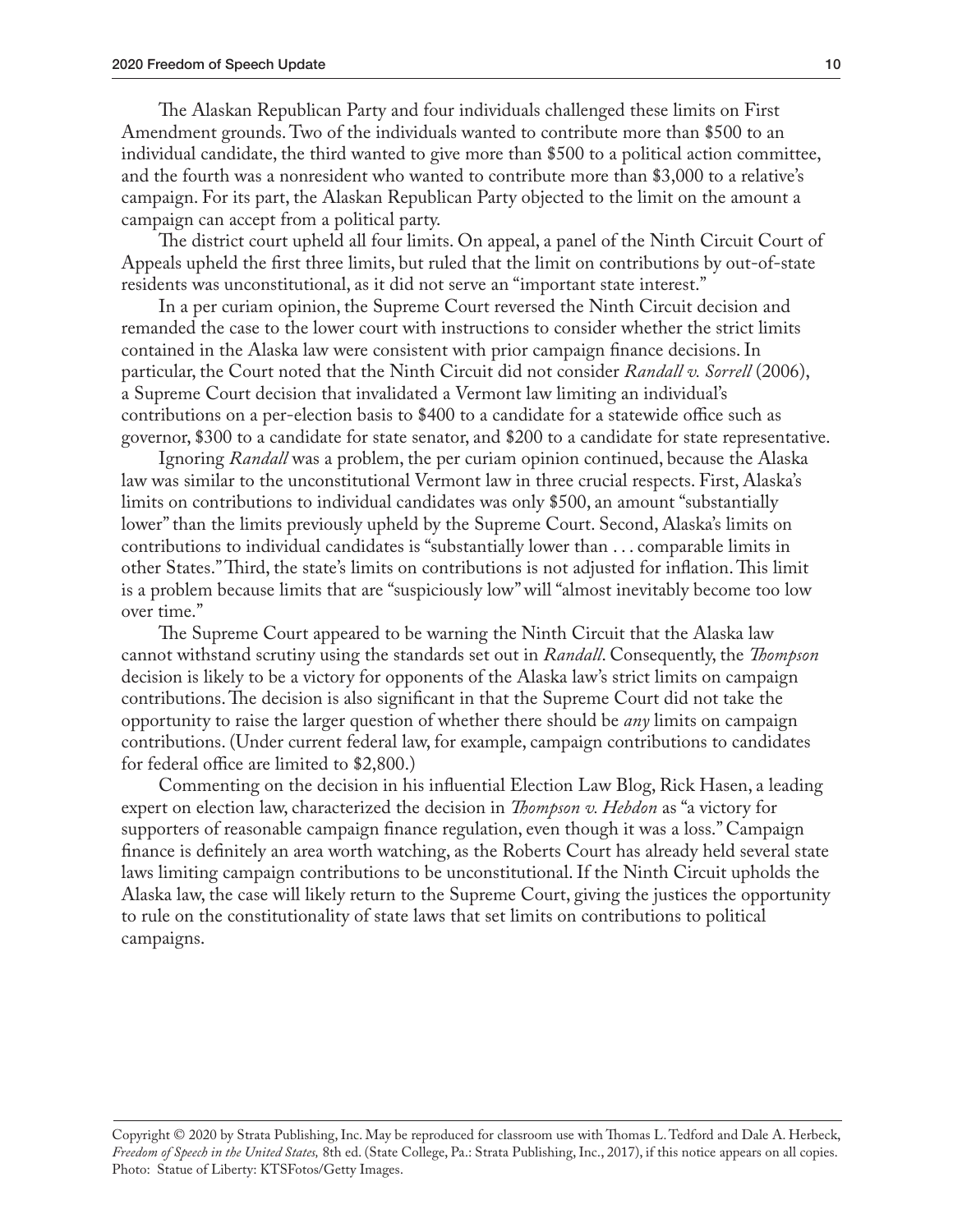The Alaskan Republican Party and four individuals challenged these limits on First Amendment grounds. Two of the individuals wanted to contribute more than $500 to an individual candidate, the third wanted to give more than $500 to a political action committee, and the fourth was a nonresident who wanted to contribute more than $3,000 to a relative's campaign. For its part, the Alaskan Republican Party objected to the limit on the amount a campaign can accept from a political party.

The district court upheld all four limits. On appeal, a panel of the Ninth Circuit Court of Appeals upheld the first three limits, but ruled that the limit on contributions by out-of-state residents was unconstitutional, as it did not serve an "important state interest."

In a per curiam opinion, the Supreme Court reversed the Ninth Circuit decision and remanded the case to the lower court with instructions to consider whether the strict limits contained in the Alaska law were consistent with prior campaign finance decisions. In particular, the Court noted that the Ninth Circuit did not consider *Randall v. Sorrell* (2006), a Supreme Court decision that invalidated a Vermont law limiting an individual's contributions on a per-election basis to $400 to a candidate for a statewide office such as governor, $300 to a candidate for state senator, and $200 to a candidate for state representative.

Ignoring *Randall* was a problem, the per curiam opinion continued, because the Alaska law was similar to the unconstitutional Vermont law in three crucial respects. First, Alaska's limits on contributions to individual candidates was only $500, an amount "substantially lower" than the limits previously upheld by the Supreme Court. Second, Alaska's limits on contributions to individual candidates is "substantially lower than . . . comparable limits in other States." Third, the state's limits on contributions is not adjusted for inflation. This limit is a problem because limits that are "suspiciously low" will "almost inevitably become too low over time."

The Supreme Court appeared to be warning the Ninth Circuit that the Alaska law cannot withstand scrutiny using the standards set out in *Randall*. Consequently, the *Thompson* decision is likely to be a victory for opponents of the Alaska law's strict limits on campaign contributions. The decision is also significant in that the Supreme Court did not take the opportunity to raise the larger question of whether there should be *any* limits on campaign contributions. (Under current federal law, for example, campaign contributions to candidates for federal office are limited to $2,800.)

Commenting on the decision in his influential Election Law Blog, Rick Hasen, a leading expert on election law, characterized the decision in *Thompson v. Hebdon* as "a victory for supporters of reasonable campaign finance regulation, even though it was a loss." Campaign finance is definitely an area worth watching, as the Roberts Court has already held several state laws limiting campaign contributions to be unconstitutional. If the Ninth Circuit upholds the Alaska law, the case will likely return to the Supreme Court, giving the justices the opportunity to rule on the constitutionality of state laws that set limits on contributions to political campaigns.

Copyright © 2020 by Strata Publishing, Inc. May be reproduced for classroom use with Thomas L. Tedford and Dale A. Herbeck, *Freedom of Speech in the United States,* 8th ed. (State College, Pa.: Strata Publishing, Inc., 2017), if this notice appears on all copies. Photo: Statue of Liberty: KTSFotos/Getty Images.